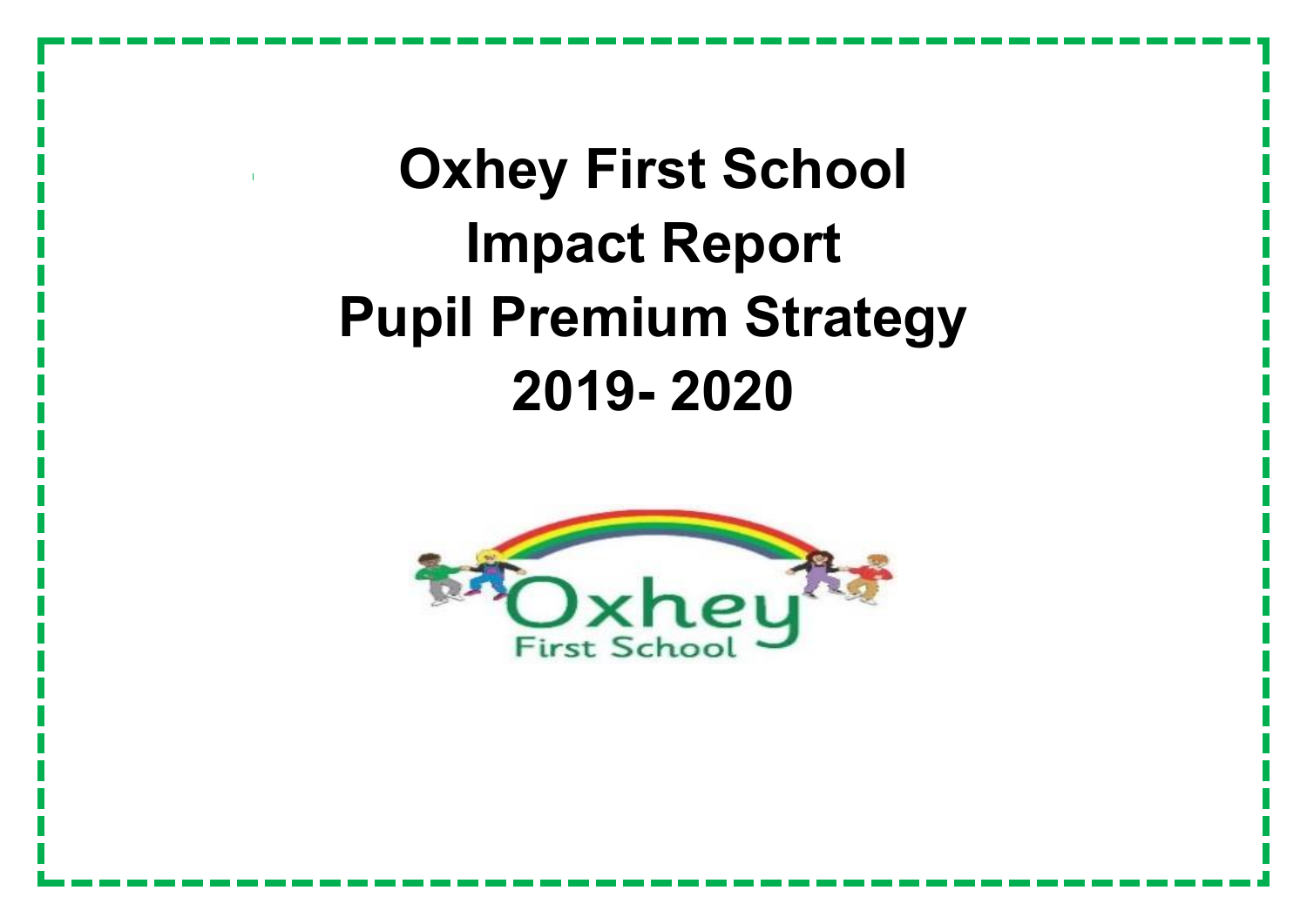# Oxhey First School
# Impact Report
# Pupil Premium Strategy
# 2019- 2020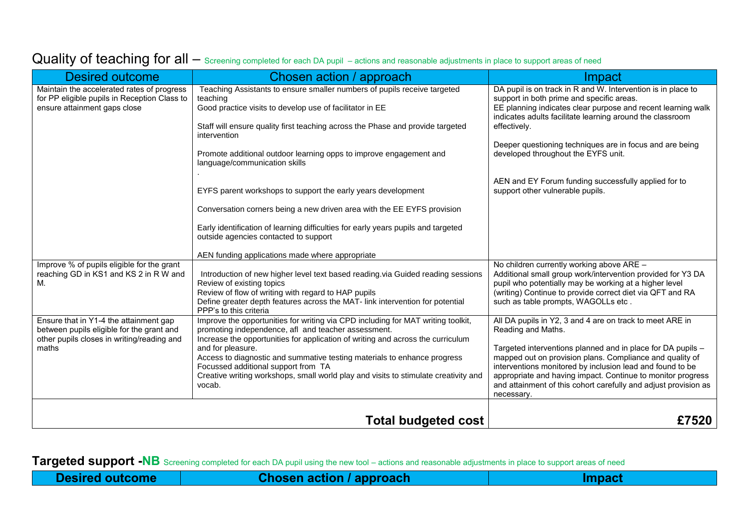## Quality of teaching for all – Screening completed for each DA pupil – actions and reasonable adjustments in place to support areas of need

| Desired outcome | Chosen action / approach | Impact |
|---|---|---|
| Maintain the accelerated rates of progress for PP eligible pupils in Reception Class to ensure attainment gaps close | Teaching Assistants to ensure smaller numbers of pupils receive targeted teaching<br>Good practice visits to develop use of facilitator in EE<br><br>Staff will ensure quality first teaching across the Phase and provide targeted intervention<br><br>Promote additional outdoor learning opps to improve engagement and language/communication skills<br>.<br>EYFS parent workshops to support the early years development<br><br>Conversation corners being a new driven area with the EE EYFS provision<br><br>Early identification of learning difficulties for early years pupils and targeted outside agencies contacted to support<br><br>AEN funding applications made where appropriate | DA pupil is on track in R and W. Intervention is in place to support in both prime and specific areas.<br>EE planning indicates clear purpose and recent learning walk indicates adults facilitate learning around the classroom effectively.<br><br>Deeper questioning techniques are in focus and are being developed throughout the EYFS unit.<br><br>AEN and EY Forum funding successfully applied for to support other vulnerable pupils. |
| Improve % of pupils eligible for the grant reaching GD in KS1 and KS 2 in R W and M. | Introduction of new higher level text based reading.via Guided reading sessions<br>Review of existing topics<br>Review of flow of writing with regard to HAP pupils<br>Define greater depth features across the MAT- link intervention for potential PPP's to this criteria | No children currently working above ARE –<br>Additional small group work/intervention provided for Y3 DA pupil who potentially may be working at a higher level (writing) Continue to provide correct diet via QFT and RA such as table prompts, WAGOLLs etc . |
| Ensure that in Y1-4 the attainment gap between pupils eligible for the grant and other pupils closes in writing/reading and maths | Improve the opportunities for writing via CPD including for MAT writing toolkit, promoting independence, afl and teacher assessment.<br>Increase the opportunities for application of writing and across the curriculum and for pleasure.<br>Access to diagnostic and summative testing materials to enhance progress<br>Focussed additional support from TA<br>Creative writing workshops, small world play and visits to stimulate creativity and vocab. | All DA pupils in Y2, 3 and 4 are on track to meet ARE in Reading and Maths.<br><br>Targeted interventions planned and in place for DA pupils – mapped out on provision plans. Compliance and quality of interventions monitored by inclusion lead and found to be appropriate and having impact. Continue to monitor progress and attainment of this cohort carefully and adjust provision as necessary. |
| | **Total budgeted cost** | **£7520** |

## Targeted support -NB Screening completed for each DA pupil using the new tool – actions and reasonable adjustments in place to support areas of need

| Desired outcome | Chosen action / approach | Impact |
|---|---|---|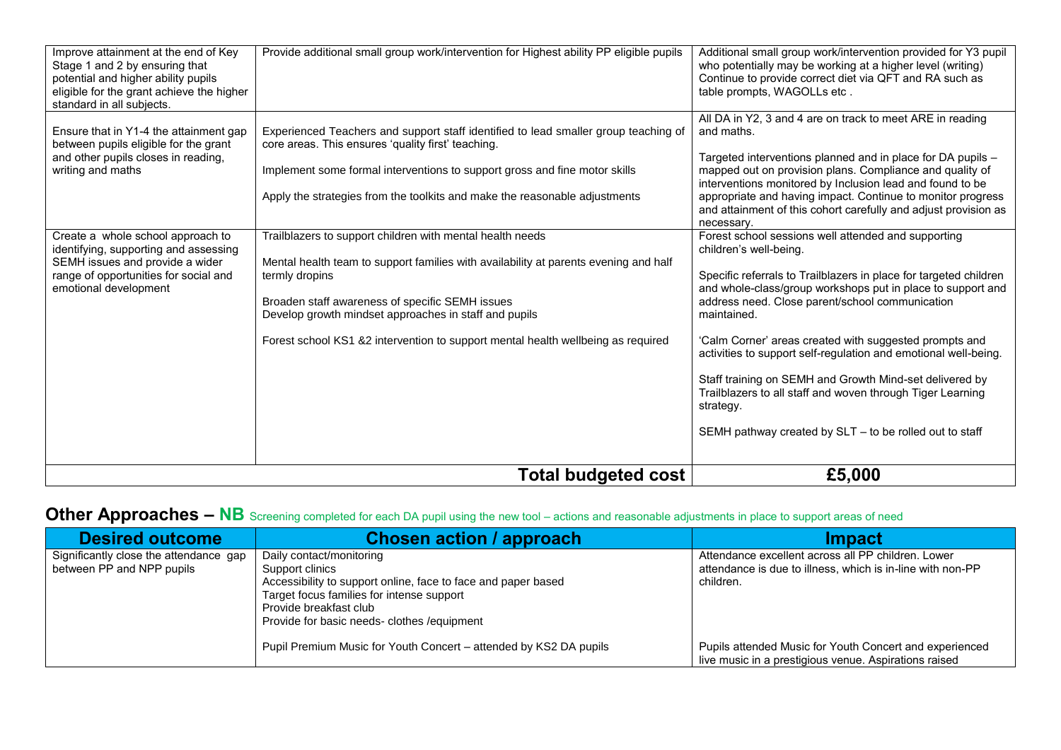| | | |
|---|---|---|
| Improve attainment at the end of Key Stage 1 and 2 by ensuring that potential and higher ability pupils eligible for the grant achieve the higher standard in all subjects. | Provide additional small group work/intervention for Highest ability PP eligible pupils | Additional small group work/intervention provided for Y3 pupil who potentially may be working at a higher level (writing) Continue to provide correct diet via QFT and RA such as table prompts, WAGOLLs etc . |
| Ensure that in Y1-4 the attainment gap between pupils eligible for the grant and other pupils closes in reading, writing and maths | Experienced Teachers and support staff identified to lead smaller group teaching of core areas. This ensures 'quality first' teaching.<br><br>Implement some formal interventions to support gross and fine motor skills<br><br>Apply the strategies from the toolkits and make the reasonable adjustments | All DA in Y2, 3 and 4 are on track to meet ARE in reading and maths.<br><br>Targeted interventions planned and in place for DA pupils – mapped out on provision plans. Compliance and quality of interventions monitored by Inclusion lead and found to be appropriate and having impact. Continue to monitor progress and attainment of this cohort carefully and adjust provision as necessary. |
| Create a whole school approach to identifying, supporting and assessing SEMH issues and provide a wider range of opportunities for social and emotional development | Trailblazers to support children with mental health needs<br><br>Mental health team to support families with availability at parents evening and half termly dropins<br><br>Broaden staff awareness of specific SEMH issues<br>Develop growth mindset approaches in staff and pupils<br><br>Forest school KS1 &2 intervention to support mental health wellbeing as required | Forest school sessions well attended and supporting children's well-being.<br><br>Specific referrals to Trailblazers in place for targeted children and whole-class/group workshops put in place to support and address need. Close parent/school communication maintained.<br><br>'Calm Corner' areas created with suggested prompts and activities to support self-regulation and emotional well-being.<br><br>Staff training on SEMH and Growth Mind-set delivered by Trailblazers to all staff and woven through Tiger Learning strategy.<br><br>SEMH pathway created by SLT – to be rolled out to staff |
| | **Total budgeted cost** | **£5,000** |

## Other Approaches – NB Screening completed for each DA pupil using the new tool – actions and reasonable adjustments in place to support areas of need

| Desired outcome | Chosen action / approach | Impact |
|---|---|---|
| Significantly close the attendance gap between PP and NPP pupils | Daily contact/monitoring<br>Support clinics<br>Accessibility to support online, face to face and paper based<br>Target focus families for intense support<br>Provide breakfast club<br>Provide for basic needs- clothes /equipment | Attendance excellent across all PP children. Lower attendance is due to illness, which is in-line with non-PP children. |
| | Pupil Premium Music for Youth Concert – attended by KS2 DA pupils | Pupils attended Music for Youth Concert and experienced live music in a prestigious venue. Aspirations raised |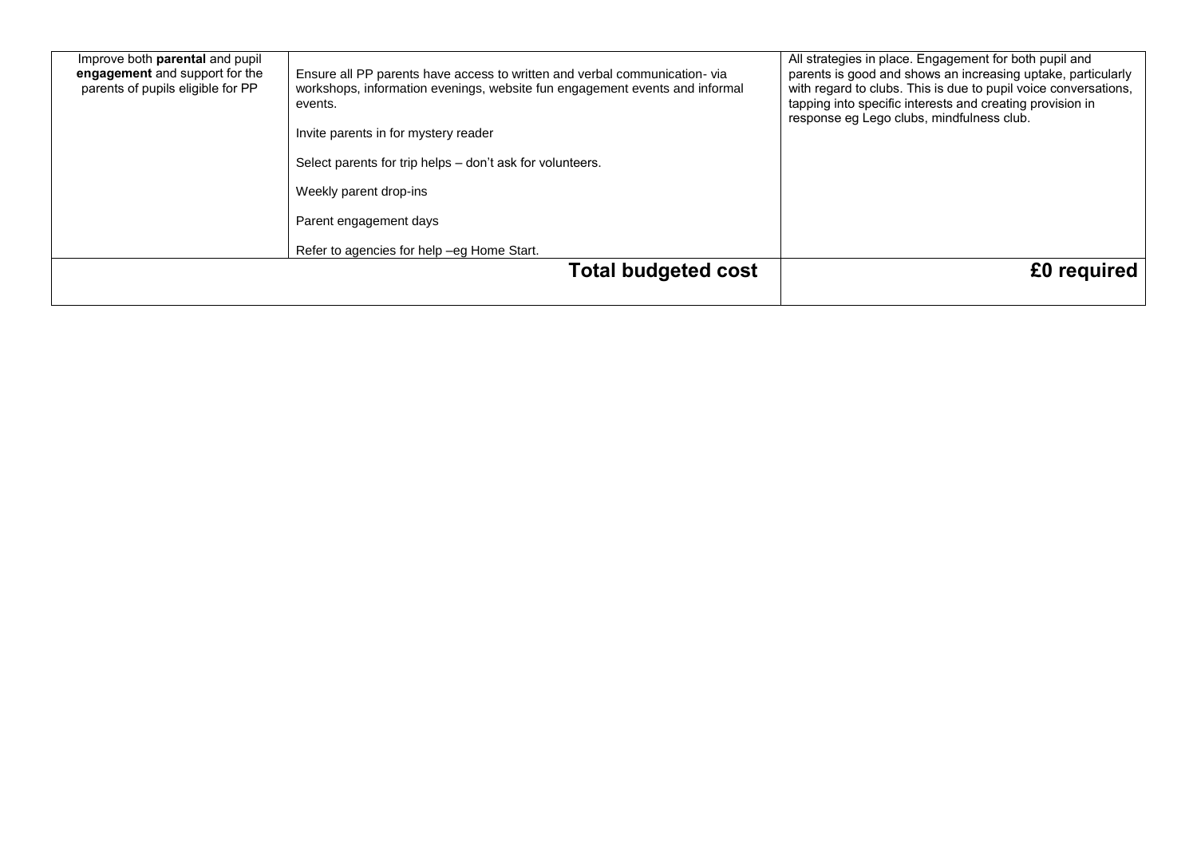| | | |
|---|---|---|
| Improve both **parental** and pupil **engagement** and support for the parents of pupils eligible for PP | Ensure all PP parents have access to written and verbal communication- via workshops, information evenings, website fun engagement events and informal events.<br><br>Invite parents in for mystery reader<br><br>Select parents for trip helps – don't ask for volunteers.<br><br>Weekly parent drop-ins<br><br>Parent engagement days<br><br>Refer to agencies for help –eg Home Start. | All strategies in place. Engagement for both pupil and parents is good and shows an increasing uptake, particularly with regard to clubs. This is due to pupil voice conversations, tapping into specific interests and creating provision in response eg Lego clubs, mindfulness club. |
| | **Total budgeted cost** | **£0 required** |